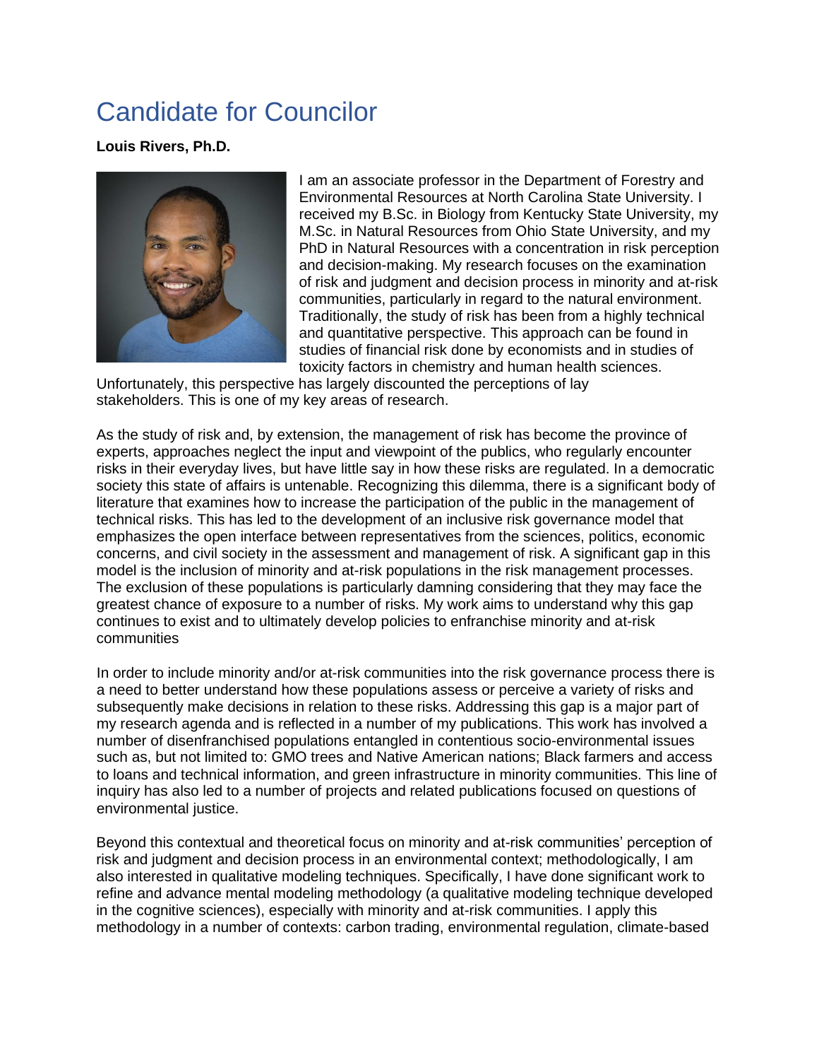# Candidate for Councilor

**Louis Rivers, Ph.D.**

I am an associate professor in the Department of Forestry and Environmental Resources at North Carolina State University. I received my B.Sc. in Biology from Kentucky State University, my M.Sc. in Natural Resources from Ohio State University, and my PhD in Natural Resources with a concentration in risk perception and decision-making. My research focuses on the examination of risk and judgment and decision process in minority and at-risk communities, particularly in regard to the natural environment. Traditionally, the study of risk has been from a highly technical and quantitative perspective. This approach can be found in studies of financial risk done by economists and in studies of toxicity factors in chemistry and human health sciences. Unfortunately, this perspective has largely discounted the perceptions of lay stakeholders. This is one of my key areas of research.

As the study of risk and, by extension, the management of risk has become the province of experts, approaches neglect the input and viewpoint of the publics, who regularly encounter risks in their everyday lives, but have little say in how these risks are regulated. In a democratic society this state of affairs is untenable. Recognizing this dilemma, there is a significant body of literature that examines how to increase the participation of the public in the management of technical risks. This has led to the development of an inclusive risk governance model that emphasizes the open interface between representatives from the sciences, politics, economic concerns, and civil society in the assessment and management of risk. A significant gap in this model is the inclusion of minority and at-risk populations in the risk management processes. The exclusion of these populations is particularly damning considering that they may face the greatest chance of exposure to a number of risks. My work aims to understand why this gap continues to exist and to ultimately develop policies to enfranchise minority and at-risk communities

In order to include minority and/or at-risk communities into the risk governance process there is a need to better understand how these populations assess or perceive a variety of risks and subsequently make decisions in relation to these risks. Addressing this gap is a major part of my research agenda and is reflected in a number of my publications. This work has involved a number of disenfranchised populations entangled in contentious socio-environmental issues such as, but not limited to: GMO trees and Native American nations; Black farmers and access to loans and technical information, and green infrastructure in minority communities. This line of inquiry has also led to a number of projects and related publications focused on questions of environmental justice.

Beyond this contextual and theoretical focus on minority and at-risk communities' perception of risk and judgment and decision process in an environmental context; methodologically, I am also interested in qualitative modeling techniques. Specifically, I have done significant work to refine and advance mental modeling methodology (a qualitative modeling technique developed in the cognitive sciences), especially with minority and at-risk communities. I apply this methodology in a number of contexts: carbon trading, environmental regulation, climate-based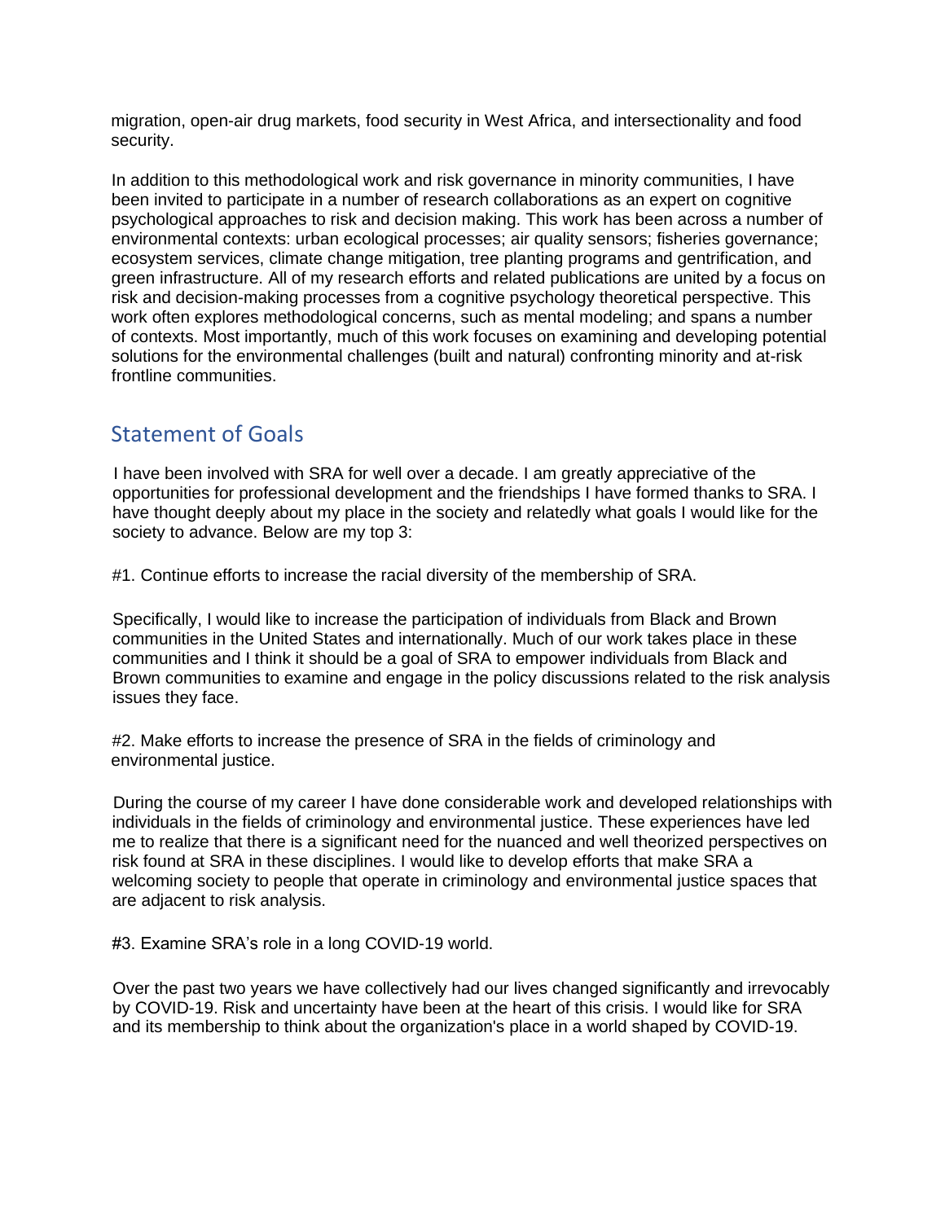migration, open-air drug markets, food security in West Africa, and intersectionality and food security.

In addition to this methodological work and risk governance in minority communities, I have been invited to participate in a number of research collaborations as an expert on cognitive psychological approaches to risk and decision making. This work has been across a number of environmental contexts: urban ecological processes; air quality sensors; fisheries governance; ecosystem services, climate change mitigation, tree planting programs and gentrification, and green infrastructure. All of my research efforts and related publications are united by a focus on risk and decision-making processes from a cognitive psychology theoretical perspective. This work often explores methodological concerns, such as mental modeling; and spans a number of contexts. Most importantly, much of this work focuses on examining and developing potential solutions for the environmental challenges (built and natural) confronting minority and at-risk frontline communities.

## Statement of Goals

I have been involved with SRA for well over a decade. I am greatly appreciative of the opportunities for professional development and the friendships I have formed thanks to SRA. I have thought deeply about my place in the society and relatedly what goals I would like for the society to advance. Below are my top 3:

#1. Continue efforts to increase the racial diversity of the membership of SRA.

Specifically, I would like to increase the participation of individuals from Black and Brown communities in the United States and internationally. Much of our work takes place in these communities and I think it should be a goal of SRA to empower individuals from Black and Brown communities to examine and engage in the policy discussions related to the risk analysis issues they face.

#2. Make efforts to increase the presence of SRA in the fields of criminology and environmental justice.

During the course of my career I have done considerable work and developed relationships with individuals in the fields of criminology and environmental justice. These experiences have led me to realize that there is a significant need for the nuanced and well theorized perspectives on risk found at SRA in these disciplines. I would like to develop efforts that make SRA a welcoming society to people that operate in criminology and environmental justice spaces that are adjacent to risk analysis.

#3. Examine SRA's role in a long COVID-19 world.

Over the past two years we have collectively had our lives changed significantly and irrevocably by COVID-19. Risk and uncertainty have been at the heart of this crisis. I would like for SRA and its membership to think about the organization's place in a world shaped by COVID-19.